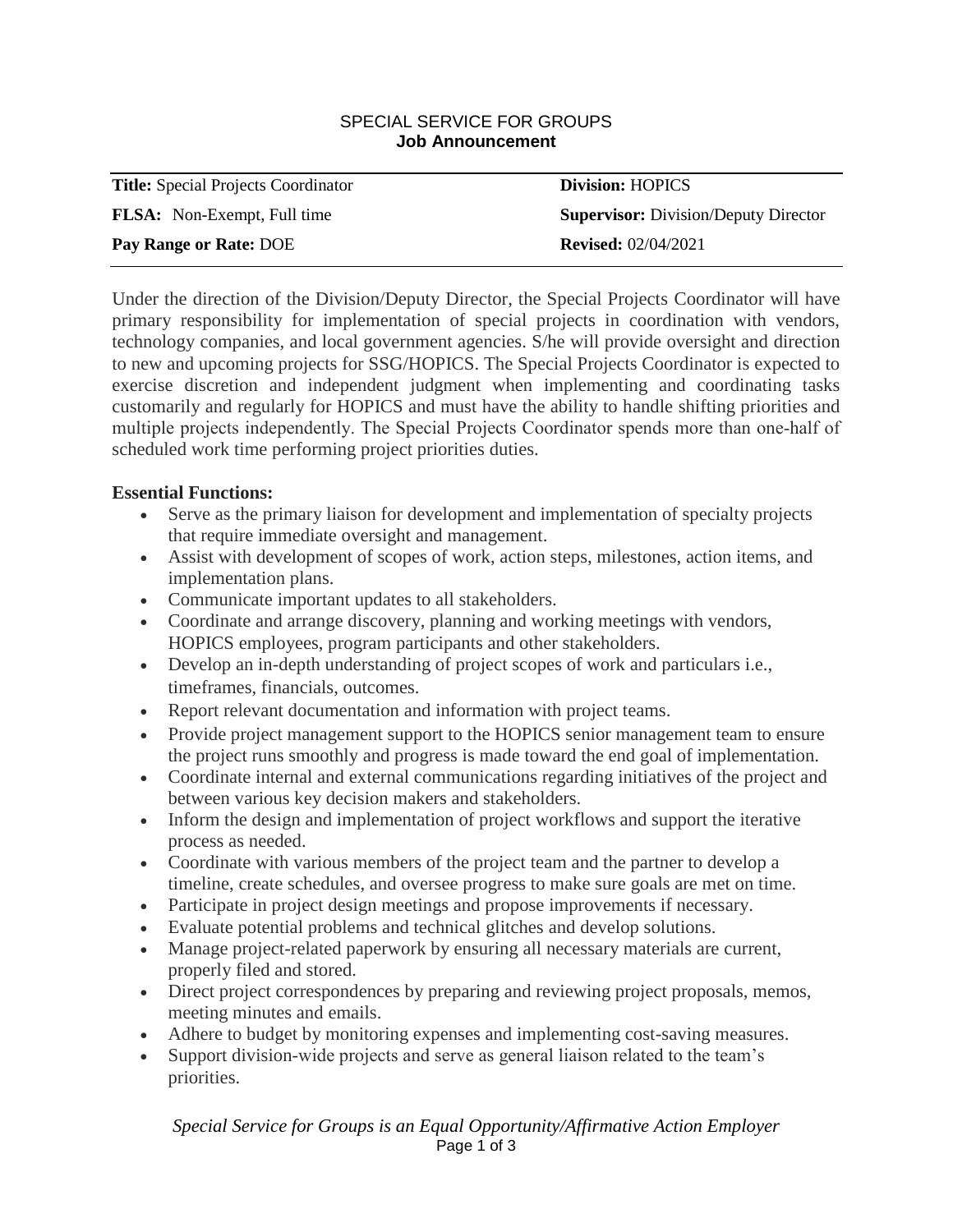SPECIAL SERVICE FOR GROUPS
**Job Announcement**

| **Title:** Special Projects Coordinator | **Division:** HOPICS |
|---|---|
| **FLSA:** Non-Exempt, Full time | **Supervisor:** Division/Deputy Director |
| **Pay Range or Rate:** DOE | **Revised:** 02/04/2021 |

Under the direction of the Division/Deputy Director, the Special Projects Coordinator will have primary responsibility for implementation of special projects in coordination with vendors, technology companies, and local government agencies. S/he will provide oversight and direction to new and upcoming projects for SSG/HOPICS. The Special Projects Coordinator is expected to exercise discretion and independent judgment when implementing and coordinating tasks customarily and regularly for HOPICS and must have the ability to handle shifting priorities and multiple projects independently. The Special Projects Coordinator spends more than one-half of scheduled work time performing project priorities duties.

**Essential Functions:**

- Serve as the primary liaison for development and implementation of specialty projects that require immediate oversight and management.
- Assist with development of scopes of work, action steps, milestones, action items, and implementation plans.
- Communicate important updates to all stakeholders.
- Coordinate and arrange discovery, planning and working meetings with vendors, HOPICS employees, program participants and other stakeholders.
- Develop an in-depth understanding of project scopes of work and particulars i.e., timeframes, financials, outcomes.
- Report relevant documentation and information with project teams.
- Provide project management support to the HOPICS senior management team to ensure the project runs smoothly and progress is made toward the end goal of implementation.
- Coordinate internal and external communications regarding initiatives of the project and between various key decision makers and stakeholders.
- Inform the design and implementation of project workflows and support the iterative process as needed.
- Coordinate with various members of the project team and the partner to develop a timeline, create schedules, and oversee progress to make sure goals are met on time.
- Participate in project design meetings and propose improvements if necessary.
- Evaluate potential problems and technical glitches and develop solutions.
- Manage project-related paperwork by ensuring all necessary materials are current, properly filed and stored.
- Direct project correspondences by preparing and reviewing project proposals, memos, meeting minutes and emails.
- Adhere to budget by monitoring expenses and implementing cost-saving measures.
- Support division-wide projects and serve as general liaison related to the team's priorities.

*Special Service for Groups is an Equal Opportunity/Affirmative Action Employer*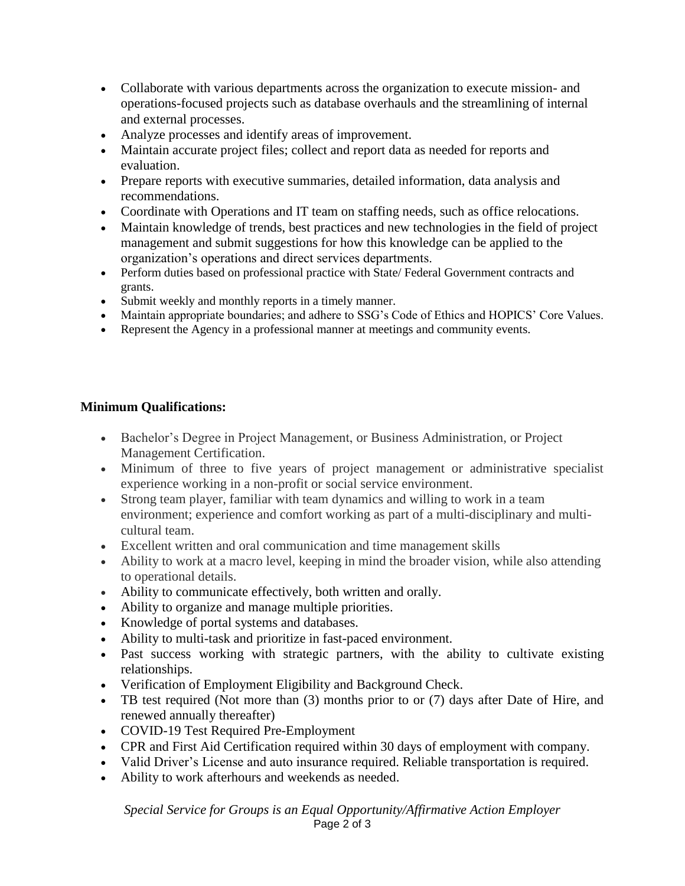- Collaborate with various departments across the organization to execute mission- and operations-focused projects such as database overhauls and the streamlining of internal and external processes.
- Analyze processes and identify areas of improvement.
- Maintain accurate project files; collect and report data as needed for reports and evaluation.
- Prepare reports with executive summaries, detailed information, data analysis and recommendations.
- Coordinate with Operations and IT team on staffing needs, such as office relocations.
- Maintain knowledge of trends, best practices and new technologies in the field of project management and submit suggestions for how this knowledge can be applied to the organization's operations and direct services departments.
- Perform duties based on professional practice with State/ Federal Government contracts and grants.
- Submit weekly and monthly reports in a timely manner.
- Maintain appropriate boundaries; and adhere to SSG's Code of Ethics and HOPICS' Core Values.
- Represent the Agency in a professional manner at meetings and community events.

**Minimum Qualifications:**

- Bachelor's Degree in Project Management, or Business Administration, or Project Management Certification.
- Minimum of three to five years of project management or administrative specialist experience working in a non-profit or social service environment.
- Strong team player, familiar with team dynamics and willing to work in a team environment; experience and comfort working as part of a multi-disciplinary and multi-cultural team.
- Excellent written and oral communication and time management skills
- Ability to work at a macro level, keeping in mind the broader vision, while also attending to operational details.
- Ability to communicate effectively, both written and orally.
- Ability to organize and manage multiple priorities.
- Knowledge of portal systems and databases.
- Ability to multi-task and prioritize in fast-paced environment.
- Past success working with strategic partners, with the ability to cultivate existing relationships.
- Verification of Employment Eligibility and Background Check.
- TB test required (Not more than (3) months prior to or (7) days after Date of Hire, and renewed annually thereafter)
- COVID-19 Test Required Pre-Employment
- CPR and First Aid Certification required within 30 days of employment with company.
- Valid Driver's License and auto insurance required. Reliable transportation is required.
- Ability to work afterhours and weekends as needed.

*Special Service for Groups is an Equal Opportunity/Affirmative Action Employer*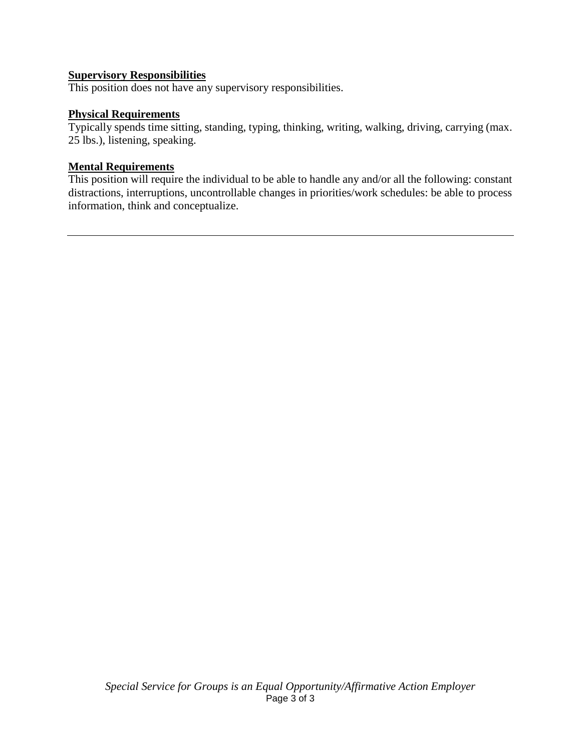**Supervisory Responsibilities**

This position does not have any supervisory responsibilities.

**Physical Requirements**

Typically spends time sitting, standing, typing, thinking, writing, walking, driving, carrying (max. 25 lbs.), listening, speaking.

**Mental Requirements**

This position will require the individual to be able to handle any and/or all the following: constant distractions, interruptions, uncontrollable changes in priorities/work schedules: be able to process information, think and conceptualize.

---

*Special Service for Groups is an Equal Opportunity/Affirmative Action Employer*